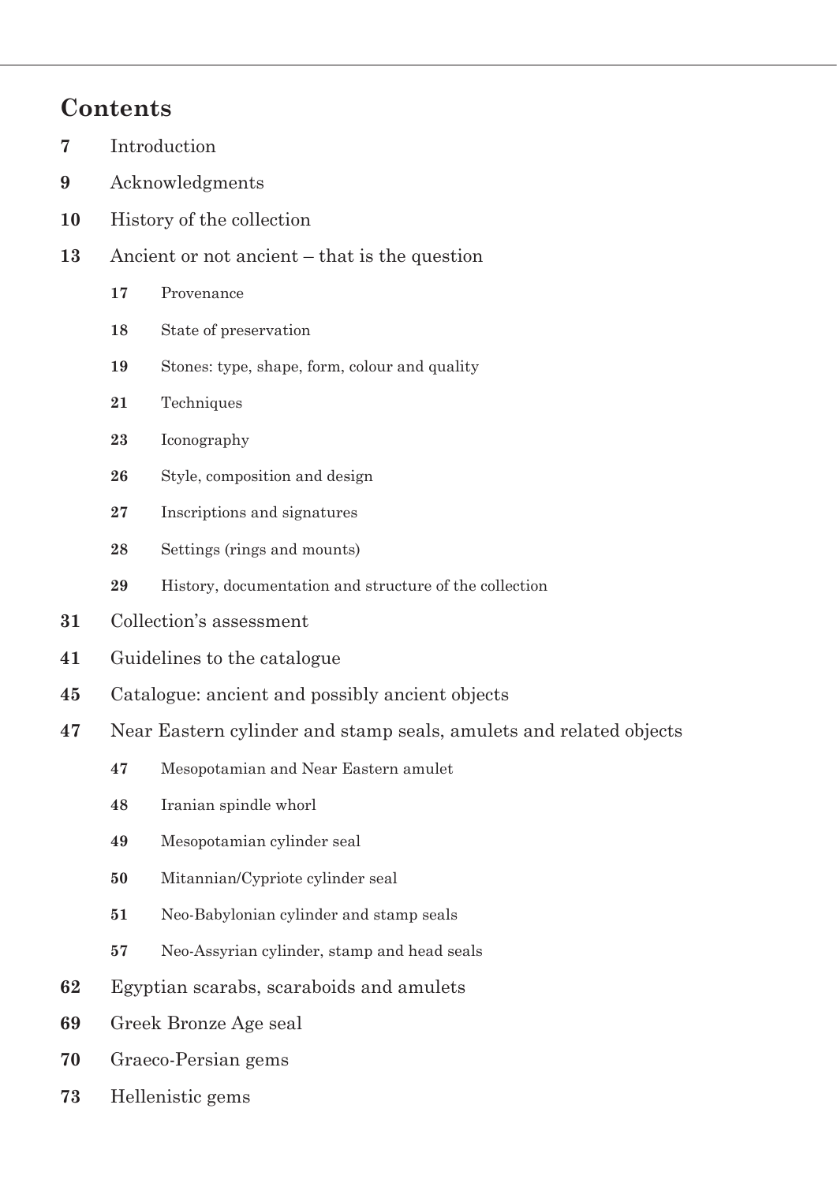## Contents

**7** Introduction

**9** Acknowledgments

**10** History of the collection

**13** Ancient or not ancient – that is the question

- **17** Provenance
- **18** State of preservation
- **19** Stones: type, shape, form, colour and quality
- **21** Techniques
- **23** Iconography
- **26** Style, composition and design
- **27** Inscriptions and signatures
- **28** Settings (rings and mounts)
- **29** History, documentation and structure of the collection

**31** Collection's assessment

**41** Guidelines to the catalogue

**45** Catalogue: ancient and possibly ancient objects

**47** Near Eastern cylinder and stamp seals, amulets and related objects

- **47** Mesopotamian and Near Eastern amulet
- **48** Iranian spindle whorl
- **49** Mesopotamian cylinder seal
- **50** Mitannian/Cypriote cylinder seal
- **51** Neo-Babylonian cylinder and stamp seals
- **57** Neo-Assyrian cylinder, stamp and head seals

**62** Egyptian scarabs, scaraboids and amulets

**69** Greek Bronze Age seal

**70** Graeco-Persian gems

**73** Hellenistic gems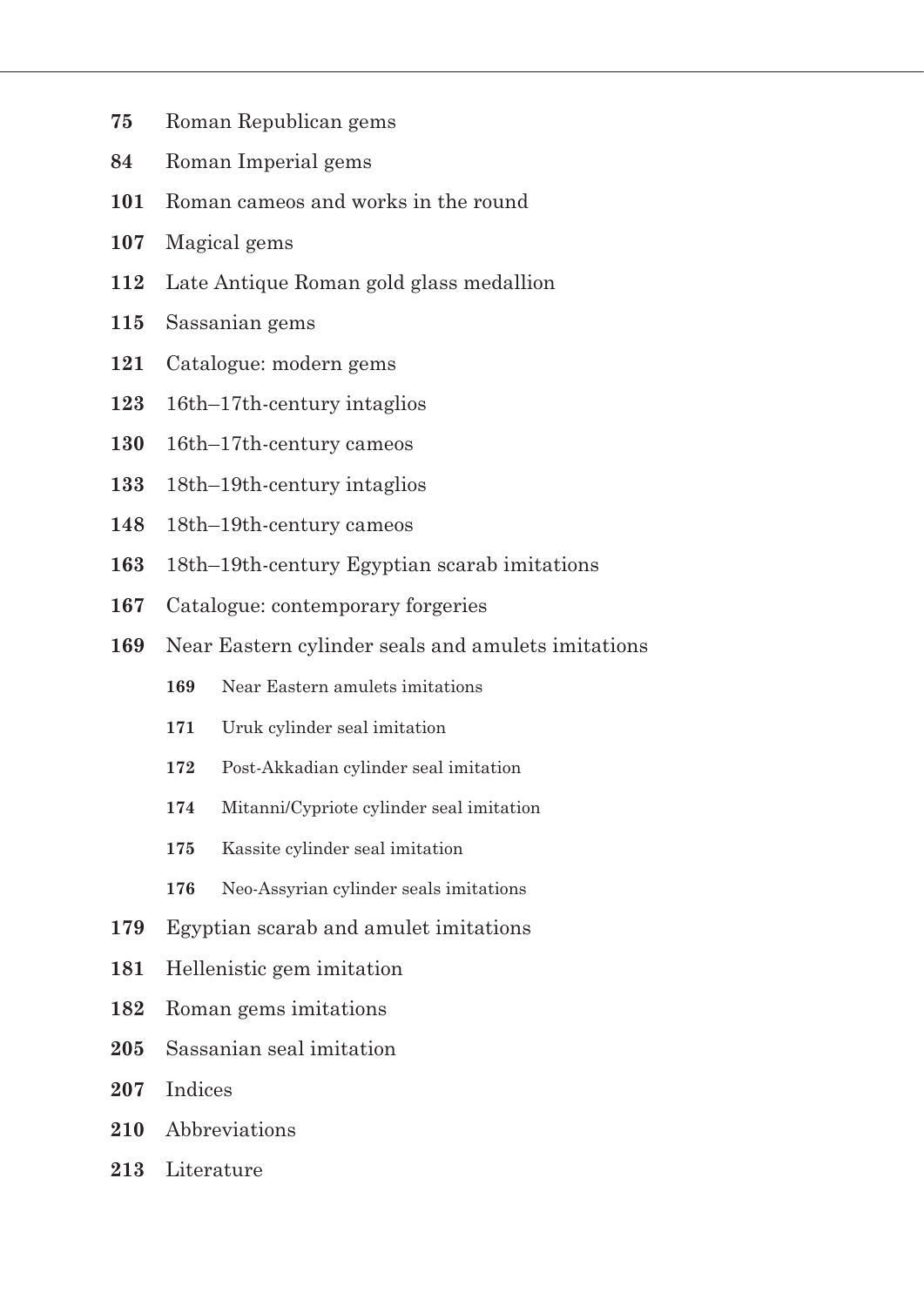**75** Roman Republican gems

**84** Roman Imperial gems

**101** Roman cameos and works in the round

**107** Magical gems

**112** Late Antique Roman gold glass medallion

**115** Sassanian gems

**121** Catalogue: modern gems

**123** 16th–17th-century intaglios

**130** 16th–17th-century cameos

**133** 18th–19th-century intaglios

**148** 18th–19th-century cameos

**163** 18th–19th-century Egyptian scarab imitations

**167** Catalogue: contemporary forgeries

**169** Near Eastern cylinder seals and amulets imitations

- **169** Near Eastern amulets imitations
- **171** Uruk cylinder seal imitation
- **172** Post-Akkadian cylinder seal imitation
- **174** Mitanni/Cypriote cylinder seal imitation
- **175** Kassite cylinder seal imitation
- **176** Neo-Assyrian cylinder seals imitations

**179** Egyptian scarab and amulet imitations

**181** Hellenistic gem imitation

**182** Roman gems imitations

**205** Sassanian seal imitation

**207** Indices

**210** Abbreviations

**213** Literature